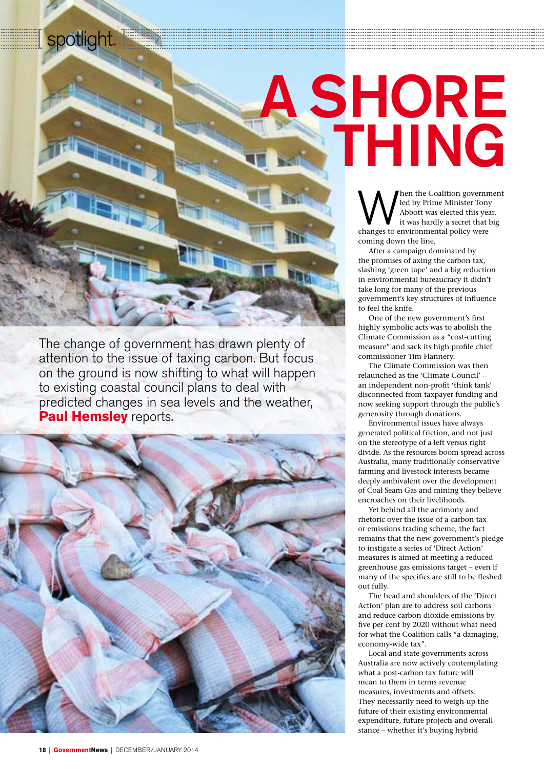[ spotlight. ]

# A SHORE THING

The change of government has drawn plenty of attention to the issue of taxing carbon. But focus on the ground is now shifting to what will happen to existing coastal council plans to deal with predicted changes in sea levels and the weather, **Paul Hemsley** reports.

When the Coalition government led by Prime Minister Tony Abbott was elected this year, it was hardly a secret that big changes to environmental policy were coming down the line.

After a campaign dominated by the promises of axing the carbon tax, slashing 'green tape' and a big reduction in environmental bureaucracy it didn't take long for many of the previous government's key structures of influence to feel the knife.

One of the new government's first highly symbolic acts was to abolish the Climate Commission as a "cost-cutting measure" and sack its high profile chief commissioner Tim Flannery.

The Climate Commission was then relaunched as the 'Climate Council' – an independent non-profit 'think tank' disconnected from taxpayer funding and now seeking support through the public's generosity through donations.

Environmental issues have always generated political friction, and not just on the stereotype of a left versus right divide. As the resources boom spread across Australia, many traditionally conservative farming and livestock interests became deeply ambivalent over the development of Coal Seam Gas and mining they believe encroaches on their livelihoods.

Yet behind all the acrimony and rhetoric over the issue of a carbon tax or emissions trading scheme, the fact remains that the new government's pledge to instigate a series of 'Direct Action' measures is aimed at meeting a reduced greenhouse gas emissions target – even if many of the specifics are still to be fleshed out fully.

The head and shoulders of the 'Direct Action' plan are to address soil carbons and reduce carbon dioxide emissions by five per cent by 2020 without what need for what the Coalition calls "a damaging, economy-wide tax".

Local and state governments across Australia are now actively contemplating what a post-carbon tax future will mean to them in terms revenue measures, investments and offsets. They necessarily need to weigh-up the future of their existing environmental expenditure, future projects and overall stance – whether it's buying hybrid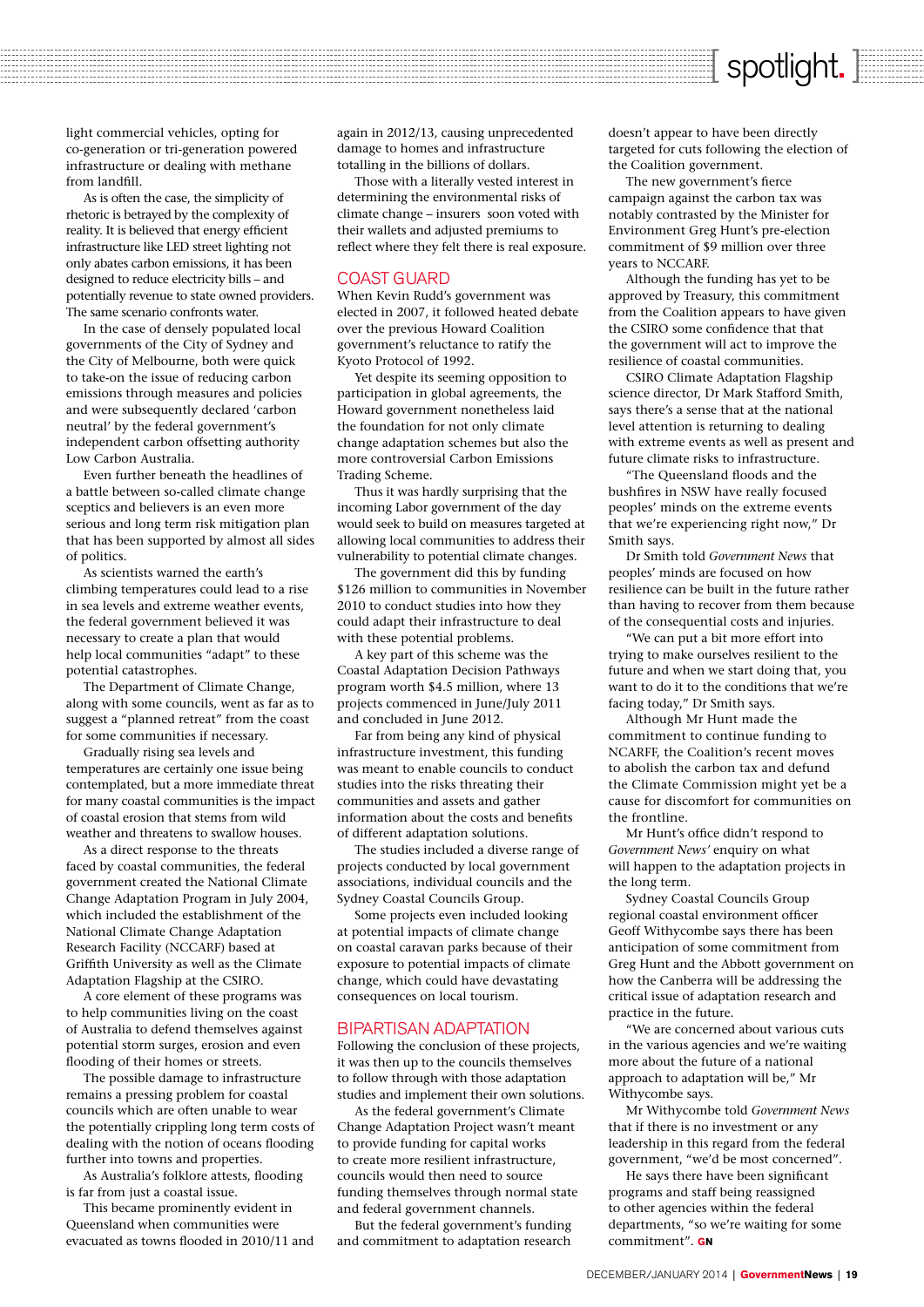light commercial vehicles, opting for co-generation or tri-generation powered infrastructure or dealing with methane from landfill.

As is often the case, the simplicity of rhetoric is betrayed by the complexity of reality. It is believed that energy efficient infrastructure like LED street lighting not only abates carbon emissions, it has been designed to reduce electricity bills – and potentially revenue to state owned providers. The same scenario confronts water.

In the case of densely populated local governments of the City of Sydney and the City of Melbourne, both were quick to take-on the issue of reducing carbon emissions through measures and policies and were subsequently declared 'carbon neutral' by the federal government's independent carbon offsetting authority Low Carbon Australia.

Even further beneath the headlines of a battle between so-called climate change sceptics and believers is an even more serious and long term risk mitigation plan that has been supported by almost all sides of politics.

As scientists warned the earth's climbing temperatures could lead to a rise in sea levels and extreme weather events, the federal government believed it was necessary to create a plan that would help local communities "adapt" to these potential catastrophes.

The Department of Climate Change, along with some councils, went as far as to suggest a "planned retreat" from the coast for some communities if necessary.

Gradually rising sea levels and temperatures are certainly one issue being contemplated, but a more immediate threat for many coastal communities is the impact of coastal erosion that stems from wild weather and threatens to swallow houses.

As a direct response to the threats faced by coastal communities, the federal government created the National Climate Change Adaptation Program in July 2004, which included the establishment of the National Climate Change Adaptation Research Facility (NCCARF) based at Griffith University as well as the Climate Adaptation Flagship at the CSIRO.

A core element of these programs was to help communities living on the coast of Australia to defend themselves against potential storm surges, erosion and even flooding of their homes or streets.

The possible damage to infrastructure remains a pressing problem for coastal councils which are often unable to wear the potentially crippling long term costs of dealing with the notion of oceans flooding further into towns and properties.

As Australia's folklore attests, flooding is far from just a coastal issue.

This became prominently evident in Queensland when communities were evacuated as towns flooded in 2010/11 and again in 2012/13, causing unprecedented damage to homes and infrastructure totalling in the billions of dollars.

Those with a literally vested interest in determining the environmental risks of climate change – insurers soon voted with their wallets and adjusted premiums to reflect where they felt there is real exposure.

## COAST GUARD

When Kevin Rudd's government was elected in 2007, it followed heated debate over the previous Howard Coalition government's reluctance to ratify the Kyoto Protocol of 1992.

Yet despite its seeming opposition to participation in global agreements, the Howard government nonetheless laid the foundation for not only climate change adaptation schemes but also the more controversial Carbon Emissions Trading Scheme.

Thus it was hardly surprising that the incoming Labor government of the day would seek to build on measures targeted at allowing local communities to address their vulnerability to potential climate changes.

The government did this by funding $126 million to communities in November 2010 to conduct studies into how they could adapt their infrastructure to deal with these potential problems.

A key part of this scheme was the Coastal Adaptation Decision Pathways program worth $4.5 million, where 13 projects commenced in June/July 2011 and concluded in June 2012.

Far from being any kind of physical infrastructure investment, this funding was meant to enable councils to conduct studies into the risks threatening their communities and assets and gather information about the costs and benefits of different adaptation solutions.

The studies included a diverse range of projects conducted by local government associations, individual councils and the Sydney Coastal Councils Group.

Some projects even included looking at potential impacts of climate change on coastal caravan parks because of their exposure to potential impacts of climate change, which could have devastating consequences on local tourism.

## BIPARTISAN ADAPTATION

Following the conclusion of these projects, it was then up to the councils themselves to follow through with those adaptation studies and implement their own solutions.

As the federal government's Climate Change Adaptation Project wasn't meant to provide funding for capital works to create more resilient infrastructure, councils would then need to source funding themselves through normal state and federal government channels.

But the federal government's funding and commitment to adaptation research doesn't appear to have been directly targeted for cuts following the election of the Coalition government.

The new government's fierce campaign against the carbon tax was notably contrasted by the Minister for Environment Greg Hunt's pre-election commitment of $9 million over three years to NCCARF.

Although the funding has yet to be approved by Treasury, this commitment from the Coalition appears to have given the CSIRO some confidence that that the government will act to improve the resilience of coastal communities.

CSIRO Climate Adaptation Flagship science director, Dr Mark Stafford Smith, says there's a sense that at the national level attention is returning to dealing with extreme events as well as present and future climate risks to infrastructure.

"The Queensland floods and the bushfires in NSW have really focused peoples' minds on the extreme events that we're experiencing right now," Dr Smith says.

Dr Smith told *Government News* that peoples' minds are focused on how resilience can be built in the future rather than having to recover from them because of the consequential costs and injuries.

"We can put a bit more effort into trying to make ourselves resilient to the future and when we start doing that, you want to do it to the conditions that we're facing today," Dr Smith says.

Although Mr Hunt made the commitment to continue funding to NCARFF, the Coalition's recent moves to abolish the carbon tax and defund the Climate Commission might yet be a cause for discomfort for communities on the frontline.

Mr Hunt's office didn't respond to *Government News'* enquiry on what will happen to the adaptation projects in the long term.

Sydney Coastal Councils Group regional coastal environment officer Geoff Withycombe says there has been anticipation of some commitment from Greg Hunt and the Abbott government on how the Canberra will be addressing the critical issue of adaptation research and practice in the future.

"We are concerned about various cuts in the various agencies and we're waiting more about the future of a national approach to adaptation will be," Mr Withycombe says.

Mr Withycombe told *Government News* that if there is no investment or any leadership in this regard from the federal government, "we'd be most concerned".

He says there have been significant programs and staff being reassigned to other agencies within the federal departments, "so we're waiting for some commitment". GN